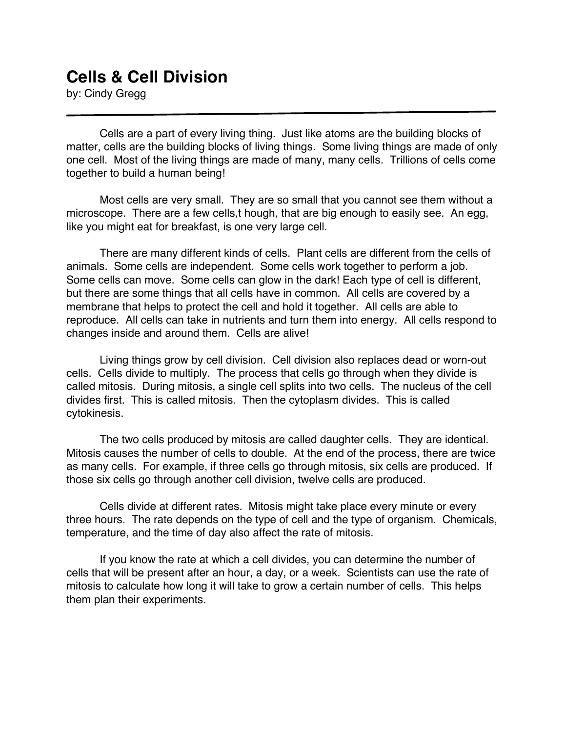# Cells & Cell Division

by: Cindy Gregg

---

Cells are a part of every living thing. Just like atoms are the building blocks of matter, cells are the building blocks of living things. Some living things are made of only one cell. Most of the living things are made of many, many cells. Trillions of cells come together to build a human being!

Most cells are very small. They are so small that you cannot see them without a microscope. There are a few cells,t hough, that are big enough to easily see. An egg, like you might eat for breakfast, is one very large cell.

There are many different kinds of cells. Plant cells are different from the cells of animals. Some cells are independent. Some cells work together to perform a job. Some cells can move. Some cells can glow in the dark! Each type of cell is different, but there are some things that all cells have in common. All cells are covered by a membrane that helps to protect the cell and hold it together. All cells are able to reproduce. All cells can take in nutrients and turn them into energy. All cells respond to changes inside and around them. Cells are alive!

Living things grow by cell division. Cell division also replaces dead or worn-out cells. Cells divide to multiply. The process that cells go through when they divide is called mitosis. During mitosis, a single cell splits into two cells. The nucleus of the cell divides first. This is called mitosis. Then the cytoplasm divides. This is called cytokinesis.

The two cells produced by mitosis are called daughter cells. They are identical. Mitosis causes the number of cells to double. At the end of the process, there are twice as many cells. For example, if three cells go through mitosis, six cells are produced. If those six cells go through another cell division, twelve cells are produced.

Cells divide at different rates. Mitosis might take place every minute or every three hours. The rate depends on the type of cell and the type of organism. Chemicals, temperature, and the time of day also affect the rate of mitosis.

If you know the rate at which a cell divides, you can determine the number of cells that will be present after an hour, a day, or a week. Scientists can use the rate of mitosis to calculate how long it will take to grow a certain number of cells. This helps them plan their experiments.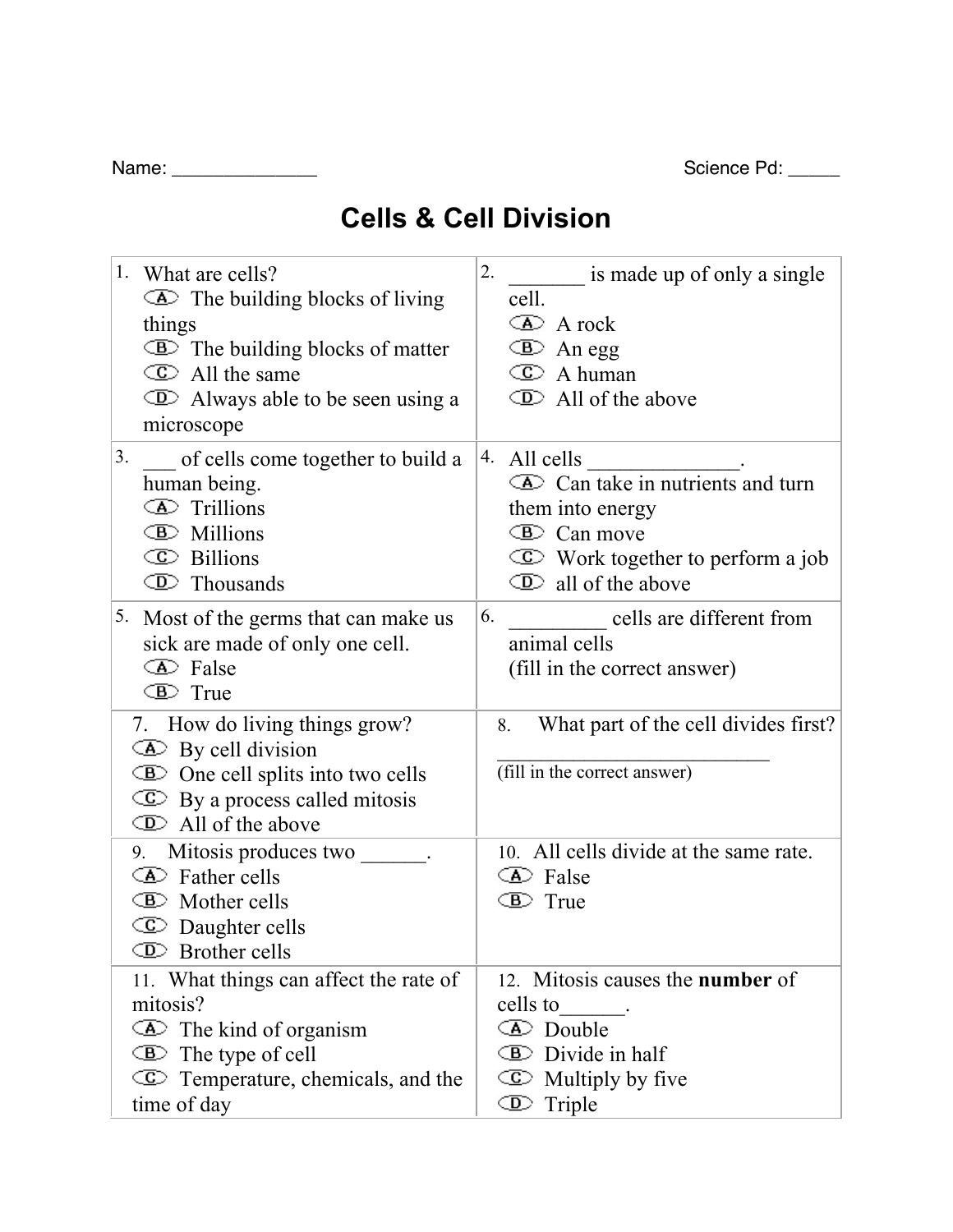Name: ______________ Science Pd: _____

# Cells & Cell Division

1. What are cells?
   - (A) The building blocks of living things
   - (B) The building blocks of matter
   - (C) All the same
   - (D) Always able to be seen using a microscope

2. _______ is made up of only a single cell.
   - (A) A rock
   - (B) An egg
   - (C) A human
   - (D) All of the above

3. ___ of cells come together to build a human being.
   - (A) Trillions
   - (B) Millions
   - (C) Billions
   - (D) Thousands

4. All cells ______________.
   - (A) Can take in nutrients and turn them into energy
   - (B) Can move
   - (C) Work together to perform a job
   - (D) all of the above

5. Most of the germs that can make us sick are made of only one cell.
   - (A) False
   - (B) True

6. _________ cells are different from animal cells
   (fill in the correct answer)

7. How do living things grow?
   - (A) By cell division
   - (B) One cell splits into two cells
   - (C) By a process called mitosis
   - (D) All of the above

8. What part of the cell divides first?
   __________________________
   (fill in the correct answer)

9. Mitosis produces two ______.
   - (A) Father cells
   - (B) Mother cells
   - (C) Daughter cells
   - (D) Brother cells

10. All cells divide at the same rate.
    - (A) False
    - (B) True

11. What things can affect the rate of mitosis?
    - (A) The kind of organism
    - (B) The type of cell
    - (C) Temperature, chemicals, and the time of day

12. Mitosis causes the **number** of cells to______.
    - (A) Double
    - (B) Divide in half
    - (C) Multiply by five
    - (D) Triple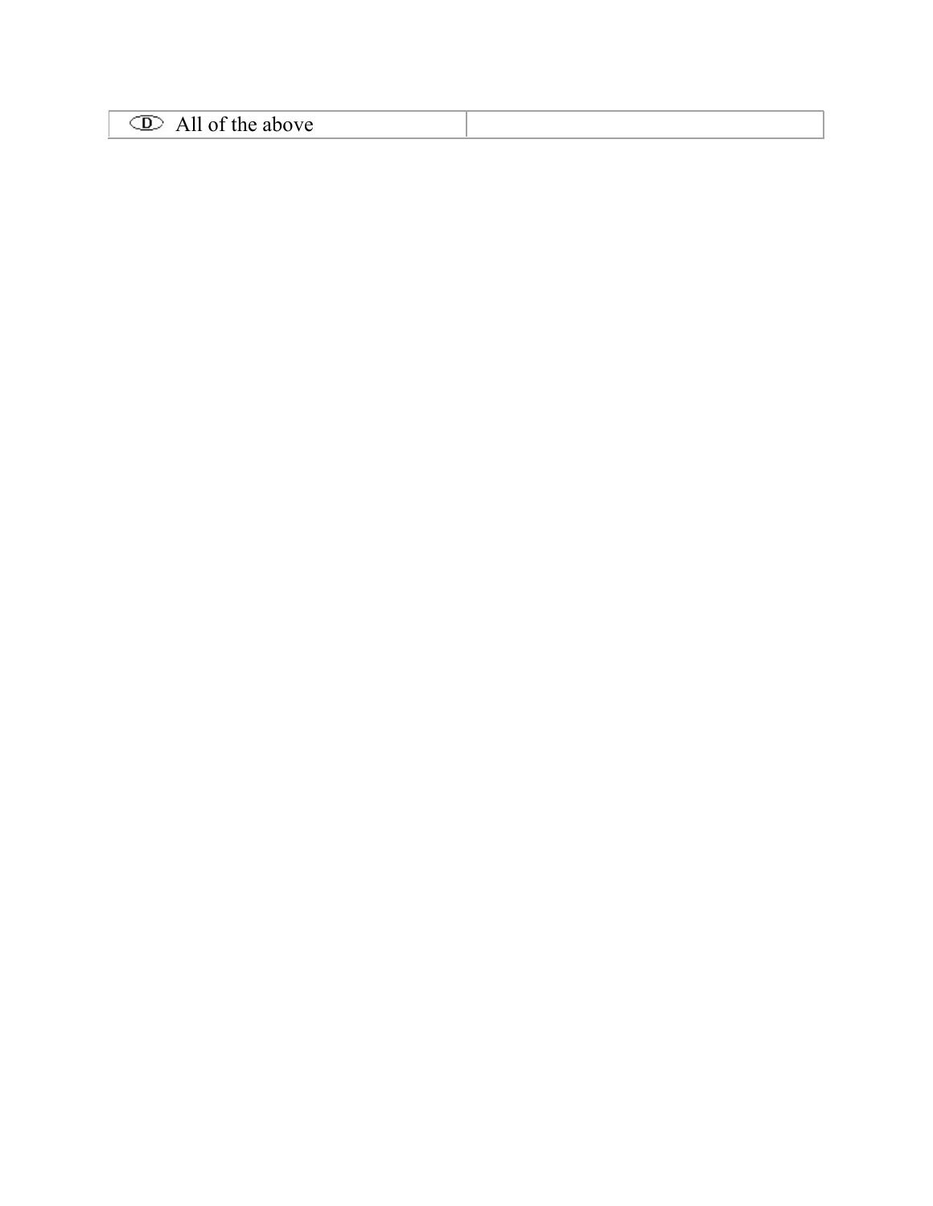| | |
|---|---|
| (D) All of the above | |